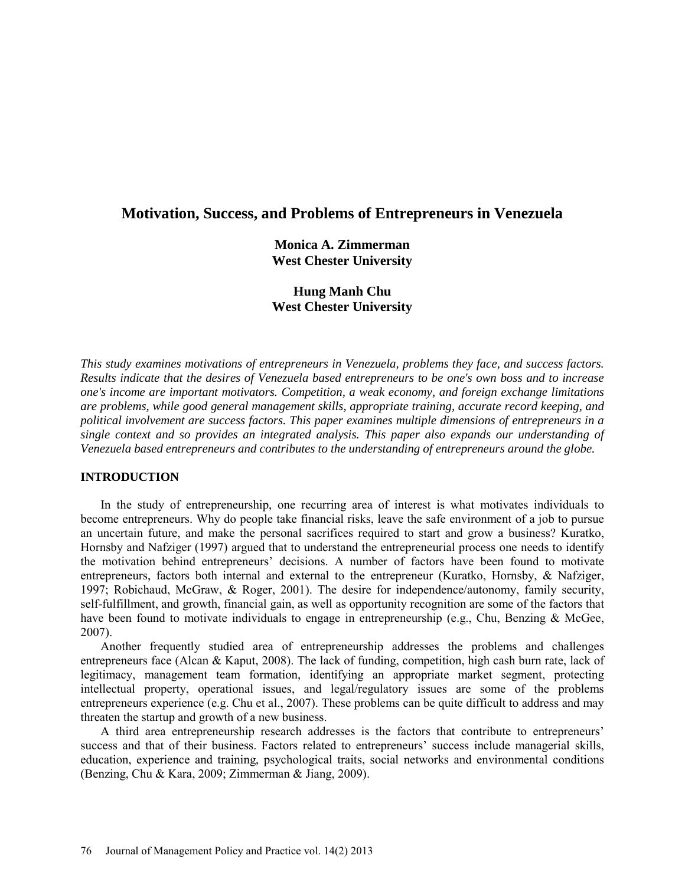# Motivation, Success, and Problems of Entrepreneurs in Venezuela

**Monica A. Zimmerman**
**West Chester University**

**Hung Manh Chu**
**West Chester University**

*This study examines motivations of entrepreneurs in Venezuela, problems they face, and success factors. Results indicate that the desires of Venezuela based entrepreneurs to be one's own boss and to increase one's income are important motivators. Competition, a weak economy, and foreign exchange limitations are problems, while good general management skills, appropriate training, accurate record keeping, and political involvement are success factors. This paper examines multiple dimensions of entrepreneurs in a single context and so provides an integrated analysis. This paper also expands our understanding of Venezuela based entrepreneurs and contributes to the understanding of entrepreneurs around the globe.*

## INTRODUCTION

In the study of entrepreneurship, one recurring area of interest is what motivates individuals to become entrepreneurs. Why do people take financial risks, leave the safe environment of a job to pursue an uncertain future, and make the personal sacrifices required to start and grow a business? Kuratko, Hornsby and Nafziger (1997) argued that to understand the entrepreneurial process one needs to identify the motivation behind entrepreneurs' decisions. A number of factors have been found to motivate entrepreneurs, factors both internal and external to the entrepreneur (Kuratko, Hornsby, & Nafziger, 1997; Robichaud, McGraw, & Roger, 2001). The desire for independence/autonomy, family security, self-fulfillment, and growth, financial gain, as well as opportunity recognition are some of the factors that have been found to motivate individuals to engage in entrepreneurship (e.g., Chu, Benzing & McGee, 2007).

Another frequently studied area of entrepreneurship addresses the problems and challenges entrepreneurs face (Alcan & Kaput, 2008). The lack of funding, competition, high cash burn rate, lack of legitimacy, management team formation, identifying an appropriate market segment, protecting intellectual property, operational issues, and legal/regulatory issues are some of the problems entrepreneurs experience (e.g. Chu et al., 2007). These problems can be quite difficult to address and may threaten the startup and growth of a new business.

A third area entrepreneurship research addresses is the factors that contribute to entrepreneurs' success and that of their business. Factors related to entrepreneurs' success include managerial skills, education, experience and training, psychological traits, social networks and environmental conditions (Benzing, Chu & Kara, 2009; Zimmerman & Jiang, 2009).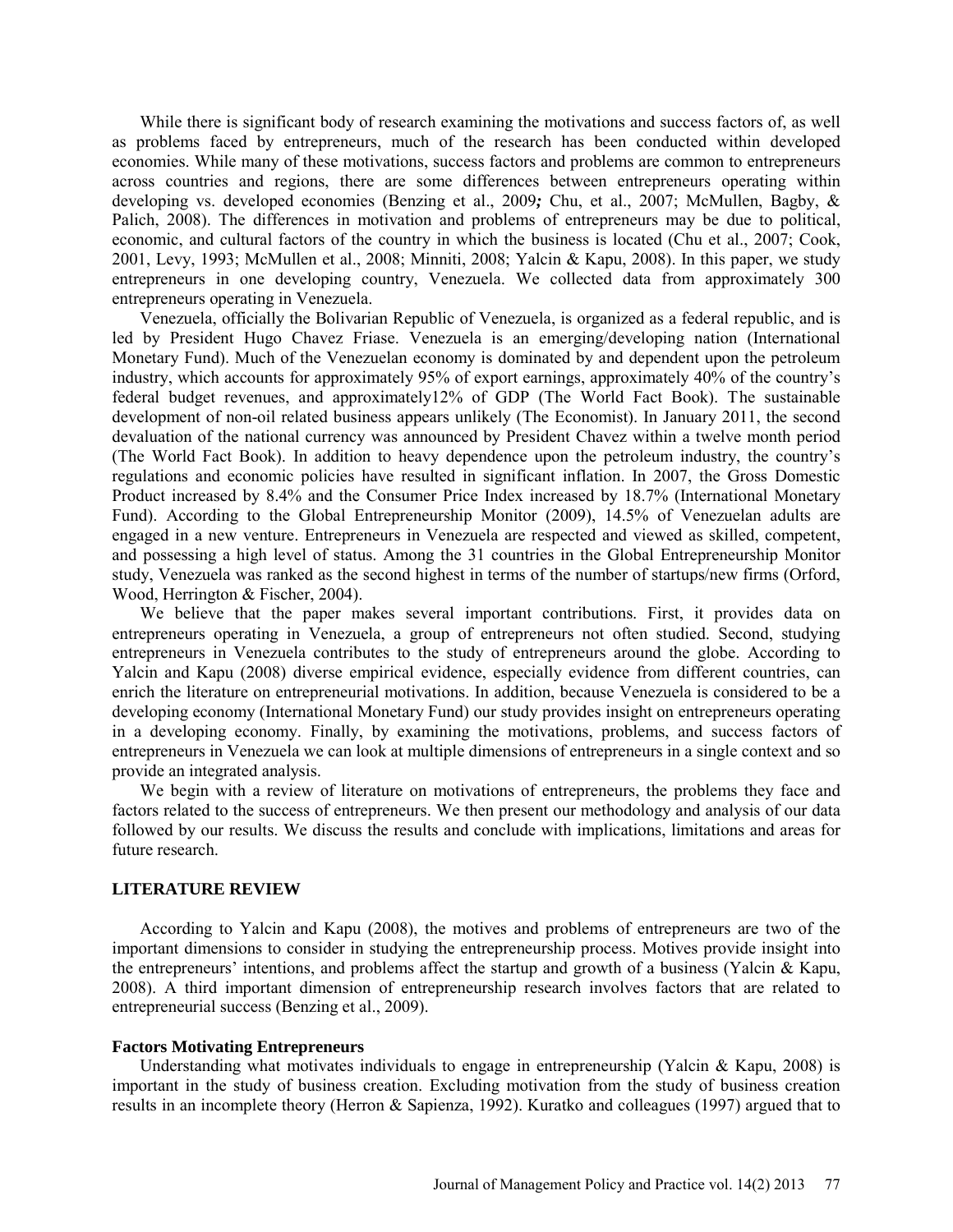While there is significant body of research examining the motivations and success factors of, as well as problems faced by entrepreneurs, much of the research has been conducted within developed economies. While many of these motivations, success factors and problems are common to entrepreneurs across countries and regions, there are some differences between entrepreneurs operating within developing vs. developed economies (Benzing et al., 2009***;*** Chu, et al., 2007; McMullen, Bagby, & Palich, 2008). The differences in motivation and problems of entrepreneurs may be due to political, economic, and cultural factors of the country in which the business is located (Chu et al., 2007; Cook, 2001, Levy, 1993; McMullen et al., 2008; Minniti, 2008; Yalcin & Kapu, 2008). In this paper, we study entrepreneurs in one developing country, Venezuela. We collected data from approximately 300 entrepreneurs operating in Venezuela.

Venezuela, officially the Bolivarian Republic of Venezuela, is organized as a federal republic, and is led by President Hugo Chavez Friase. Venezuela is an emerging/developing nation (International Monetary Fund). Much of the Venezuelan economy is dominated by and dependent upon the petroleum industry, which accounts for approximately 95% of export earnings, approximately 40% of the country's federal budget revenues, and approximately12% of GDP (The World Fact Book). The sustainable development of non-oil related business appears unlikely (The Economist). In January 2011, the second devaluation of the national currency was announced by President Chavez within a twelve month period (The World Fact Book). In addition to heavy dependence upon the petroleum industry, the country's regulations and economic policies have resulted in significant inflation. In 2007, the Gross Domestic Product increased by 8.4% and the Consumer Price Index increased by 18.7% (International Monetary Fund). According to the Global Entrepreneurship Monitor (2009), 14.5% of Venezuelan adults are engaged in a new venture. Entrepreneurs in Venezuela are respected and viewed as skilled, competent, and possessing a high level of status. Among the 31 countries in the Global Entrepreneurship Monitor study, Venezuela was ranked as the second highest in terms of the number of startups/new firms (Orford, Wood, Herrington & Fischer, 2004).

We believe that the paper makes several important contributions. First, it provides data on entrepreneurs operating in Venezuela, a group of entrepreneurs not often studied. Second, studying entrepreneurs in Venezuela contributes to the study of entrepreneurs around the globe. According to Yalcin and Kapu (2008) diverse empirical evidence, especially evidence from different countries, can enrich the literature on entrepreneurial motivations. In addition, because Venezuela is considered to be a developing economy (International Monetary Fund) our study provides insight on entrepreneurs operating in a developing economy. Finally, by examining the motivations, problems, and success factors of entrepreneurs in Venezuela we can look at multiple dimensions of entrepreneurs in a single context and so provide an integrated analysis.

We begin with a review of literature on motivations of entrepreneurs, the problems they face and factors related to the success of entrepreneurs. We then present our methodology and analysis of our data followed by our results. We discuss the results and conclude with implications, limitations and areas for future research.

## LITERATURE REVIEW

According to Yalcin and Kapu (2008), the motives and problems of entrepreneurs are two of the important dimensions to consider in studying the entrepreneurship process. Motives provide insight into the entrepreneurs' intentions, and problems affect the startup and growth of a business (Yalcin & Kapu, 2008). A third important dimension of entrepreneurship research involves factors that are related to entrepreneurial success (Benzing et al., 2009).

### Factors Motivating Entrepreneurs

Understanding what motivates individuals to engage in entrepreneurship (Yalcin & Kapu, 2008) is important in the study of business creation. Excluding motivation from the study of business creation results in an incomplete theory (Herron & Sapienza, 1992). Kuratko and colleagues (1997) argued that to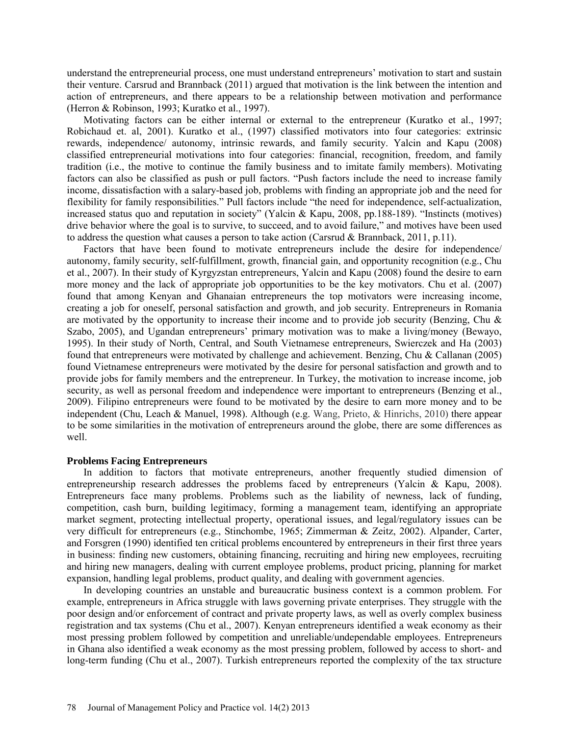understand the entrepreneurial process, one must understand entrepreneurs' motivation to start and sustain their venture. Carsrud and Brannback (2011) argued that motivation is the link between the intention and action of entrepreneurs, and there appears to be a relationship between motivation and performance (Herron & Robinson, 1993; Kuratko et al., 1997).

Motivating factors can be either internal or external to the entrepreneur (Kuratko et al., 1997; Robichaud et. al, 2001). Kuratko et al., (1997) classified motivators into four categories: extrinsic rewards, independence/ autonomy, intrinsic rewards, and family security. Yalcin and Kapu (2008) classified entrepreneurial motivations into four categories: financial, recognition, freedom, and family tradition (i.e., the motive to continue the family business and to imitate family members). Motivating factors can also be classified as push or pull factors. "Push factors include the need to increase family income, dissatisfaction with a salary-based job, problems with finding an appropriate job and the need for flexibility for family responsibilities." Pull factors include "the need for independence, self-actualization, increased status quo and reputation in society" (Yalcin & Kapu, 2008, pp.188-189). "Instincts (motives) drive behavior where the goal is to survive, to succeed, and to avoid failure," and motives have been used to address the question what causes a person to take action (Carsrud & Brannback, 2011, p.11).

Factors that have been found to motivate entrepreneurs include the desire for independence/ autonomy, family security, self-fulfillment, growth, financial gain, and opportunity recognition (e.g., Chu et al., 2007). In their study of Kyrgyzstan entrepreneurs, Yalcin and Kapu (2008) found the desire to earn more money and the lack of appropriate job opportunities to be the key motivators. Chu et al. (2007) found that among Kenyan and Ghanaian entrepreneurs the top motivators were increasing income, creating a job for oneself, personal satisfaction and growth, and job security. Entrepreneurs in Romania are motivated by the opportunity to increase their income and to provide job security (Benzing, Chu & Szabo, 2005), and Ugandan entrepreneurs' primary motivation was to make a living/money (Bewayo, 1995). In their study of North, Central, and South Vietnamese entrepreneurs, Swierczek and Ha (2003) found that entrepreneurs were motivated by challenge and achievement. Benzing, Chu & Callanan (2005) found Vietnamese entrepreneurs were motivated by the desire for personal satisfaction and growth and to provide jobs for family members and the entrepreneur. In Turkey, the motivation to increase income, job security, as well as personal freedom and independence were important to entrepreneurs (Benzing et al., 2009). Filipino entrepreneurs were found to be motivated by the desire to earn more money and to be independent (Chu, Leach & Manuel, 1998). Although (e.g. Wang, Prieto, & Hinrichs, 2010) there appear to be some similarities in the motivation of entrepreneurs around the globe, there are some differences as well.

### Problems Facing Entrepreneurs

In addition to factors that motivate entrepreneurs, another frequently studied dimension of entrepreneurship research addresses the problems faced by entrepreneurs (Yalcin & Kapu, 2008). Entrepreneurs face many problems. Problems such as the liability of newness, lack of funding, competition, cash burn, building legitimacy, forming a management team, identifying an appropriate market segment, protecting intellectual property, operational issues, and legal/regulatory issues can be very difficult for entrepreneurs (e.g., Stinchombe, 1965; Zimmerman & Zeitz, 2002). Alpander, Carter, and Forsgren (1990) identified ten critical problems encountered by entrepreneurs in their first three years in business: finding new customers, obtaining financing, recruiting and hiring new employees, recruiting and hiring new managers, dealing with current employee problems, product pricing, planning for market expansion, handling legal problems, product quality, and dealing with government agencies.

In developing countries an unstable and bureaucratic business context is a common problem. For example, entrepreneurs in Africa struggle with laws governing private enterprises. They struggle with the poor design and/or enforcement of contract and private property laws, as well as overly complex business registration and tax systems (Chu et al., 2007). Kenyan entrepreneurs identified a weak economy as their most pressing problem followed by competition and unreliable/undependable employees. Entrepreneurs in Ghana also identified a weak economy as the most pressing problem, followed by access to short- and long-term funding (Chu et al., 2007). Turkish entrepreneurs reported the complexity of the tax structure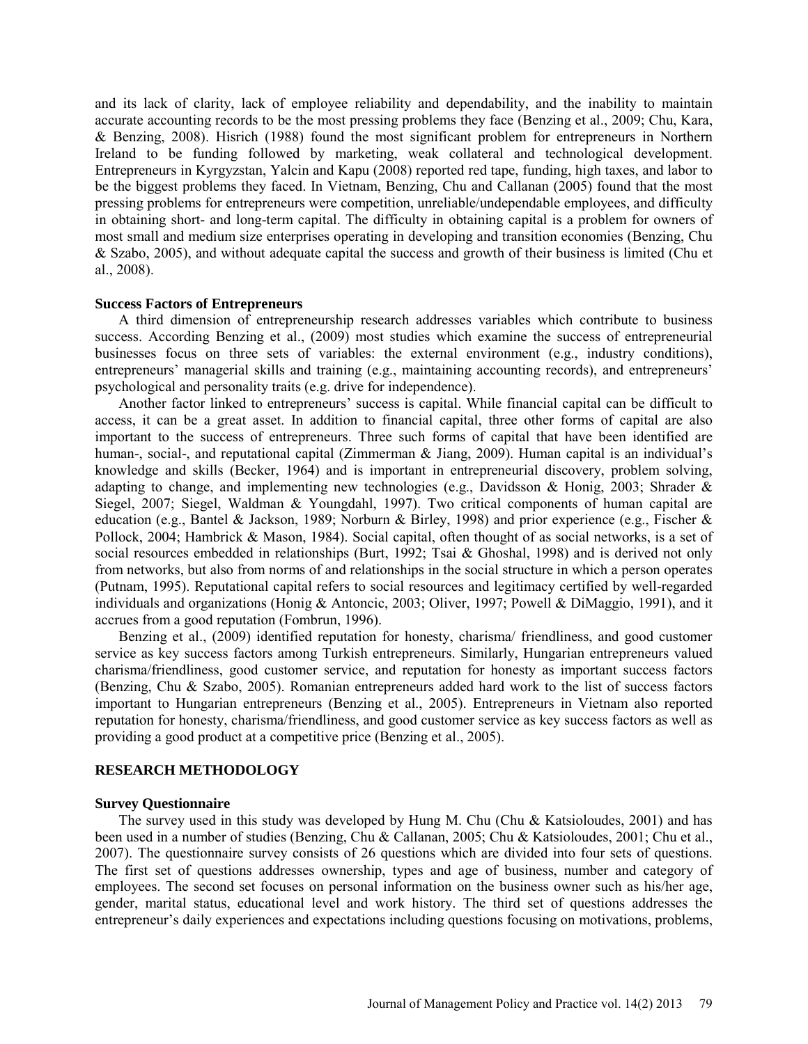and its lack of clarity, lack of employee reliability and dependability, and the inability to maintain accurate accounting records to be the most pressing problems they face (Benzing et al., 2009; Chu, Kara, & Benzing, 2008). Hisrich (1988) found the most significant problem for entrepreneurs in Northern Ireland to be funding followed by marketing, weak collateral and technological development. Entrepreneurs in Kyrgyzstan, Yalcin and Kapu (2008) reported red tape, funding, high taxes, and labor to be the biggest problems they faced. In Vietnam, Benzing, Chu and Callanan (2005) found that the most pressing problems for entrepreneurs were competition, unreliable/undependable employees, and difficulty in obtaining short- and long-term capital. The difficulty in obtaining capital is a problem for owners of most small and medium size enterprises operating in developing and transition economies (Benzing, Chu & Szabo, 2005), and without adequate capital the success and growth of their business is limited (Chu et al., 2008).

### Success Factors of Entrepreneurs

A third dimension of entrepreneurship research addresses variables which contribute to business success. According Benzing et al., (2009) most studies which examine the success of entrepreneurial businesses focus on three sets of variables: the external environment (e.g., industry conditions), entrepreneurs' managerial skills and training (e.g., maintaining accounting records), and entrepreneurs' psychological and personality traits (e.g. drive for independence).

Another factor linked to entrepreneurs' success is capital. While financial capital can be difficult to access, it can be a great asset. In addition to financial capital, three other forms of capital are also important to the success of entrepreneurs. Three such forms of capital that have been identified are human-, social-, and reputational capital (Zimmerman & Jiang, 2009). Human capital is an individual's knowledge and skills (Becker, 1964) and is important in entrepreneurial discovery, problem solving, adapting to change, and implementing new technologies (e.g., Davidsson & Honig, 2003; Shrader & Siegel, 2007; Siegel, Waldman & Youngdahl, 1997). Two critical components of human capital are education (e.g., Bantel & Jackson, 1989; Norburn & Birley, 1998) and prior experience (e.g., Fischer & Pollock, 2004; Hambrick & Mason, 1984). Social capital, often thought of as social networks, is a set of social resources embedded in relationships (Burt, 1992; Tsai & Ghoshal, 1998) and is derived not only from networks, but also from norms of and relationships in the social structure in which a person operates (Putnam, 1995). Reputational capital refers to social resources and legitimacy certified by well-regarded individuals and organizations (Honig & Antoncic, 2003; Oliver, 1997; Powell & DiMaggio, 1991), and it accrues from a good reputation (Fombrun, 1996).

Benzing et al., (2009) identified reputation for honesty, charisma/ friendliness, and good customer service as key success factors among Turkish entrepreneurs. Similarly, Hungarian entrepreneurs valued charisma/friendliness, good customer service, and reputation for honesty as important success factors (Benzing, Chu & Szabo, 2005). Romanian entrepreneurs added hard work to the list of success factors important to Hungarian entrepreneurs (Benzing et al., 2005). Entrepreneurs in Vietnam also reported reputation for honesty, charisma/friendliness, and good customer service as key success factors as well as providing a good product at a competitive price (Benzing et al., 2005).

## RESEARCH METHODOLOGY

### Survey Questionnaire

The survey used in this study was developed by Hung M. Chu (Chu & Katsioloudes, 2001) and has been used in a number of studies (Benzing, Chu & Callanan, 2005; Chu & Katsioloudes, 2001; Chu et al., 2007). The questionnaire survey consists of 26 questions which are divided into four sets of questions. The first set of questions addresses ownership, types and age of business, number and category of employees. The second set focuses on personal information on the business owner such as his/her age, gender, marital status, educational level and work history. The third set of questions addresses the entrepreneur's daily experiences and expectations including questions focusing on motivations, problems,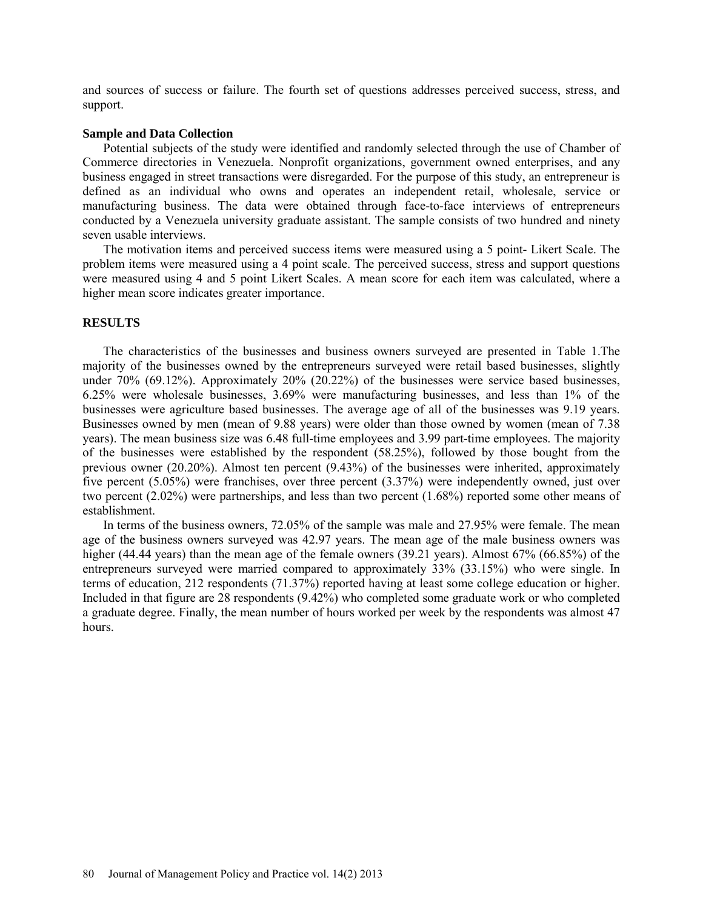and sources of success or failure. The fourth set of questions addresses perceived success, stress, and support.

**Sample and Data Collection**

Potential subjects of the study were identified and randomly selected through the use of Chamber of Commerce directories in Venezuela. Nonprofit organizations, government owned enterprises, and any business engaged in street transactions were disregarded. For the purpose of this study, an entrepreneur is defined as an individual who owns and operates an independent retail, wholesale, service or manufacturing business. The data were obtained through face-to-face interviews of entrepreneurs conducted by a Venezuela university graduate assistant. The sample consists of two hundred and ninety seven usable interviews.

The motivation items and perceived success items were measured using a 5 point- Likert Scale. The problem items were measured using a 4 point scale. The perceived success, stress and support questions were measured using 4 and 5 point Likert Scales. A mean score for each item was calculated, where a higher mean score indicates greater importance.

## RESULTS

The characteristics of the businesses and business owners surveyed are presented in Table 1.The majority of the businesses owned by the entrepreneurs surveyed were retail based businesses, slightly under 70% (69.12%). Approximately 20% (20.22%) of the businesses were service based businesses, 6.25% were wholesale businesses, 3.69% were manufacturing businesses, and less than 1% of the businesses were agriculture based businesses. The average age of all of the businesses was 9.19 years. Businesses owned by men (mean of 9.88 years) were older than those owned by women (mean of 7.38 years). The mean business size was 6.48 full-time employees and 3.99 part-time employees. The majority of the businesses were established by the respondent (58.25%), followed by those bought from the previous owner (20.20%). Almost ten percent (9.43%) of the businesses were inherited, approximately five percent (5.05%) were franchises, over three percent (3.37%) were independently owned, just over two percent (2.02%) were partnerships, and less than two percent (1.68%) reported some other means of establishment.

In terms of the business owners, 72.05% of the sample was male and 27.95% were female. The mean age of the business owners surveyed was 42.97 years. The mean age of the male business owners was higher (44.44 years) than the mean age of the female owners (39.21 years). Almost 67% (66.85%) of the entrepreneurs surveyed were married compared to approximately 33% (33.15%) who were single. In terms of education, 212 respondents (71.37%) reported having at least some college education or higher. Included in that figure are 28 respondents (9.42%) who completed some graduate work or who completed a graduate degree. Finally, the mean number of hours worked per week by the respondents was almost 47 hours.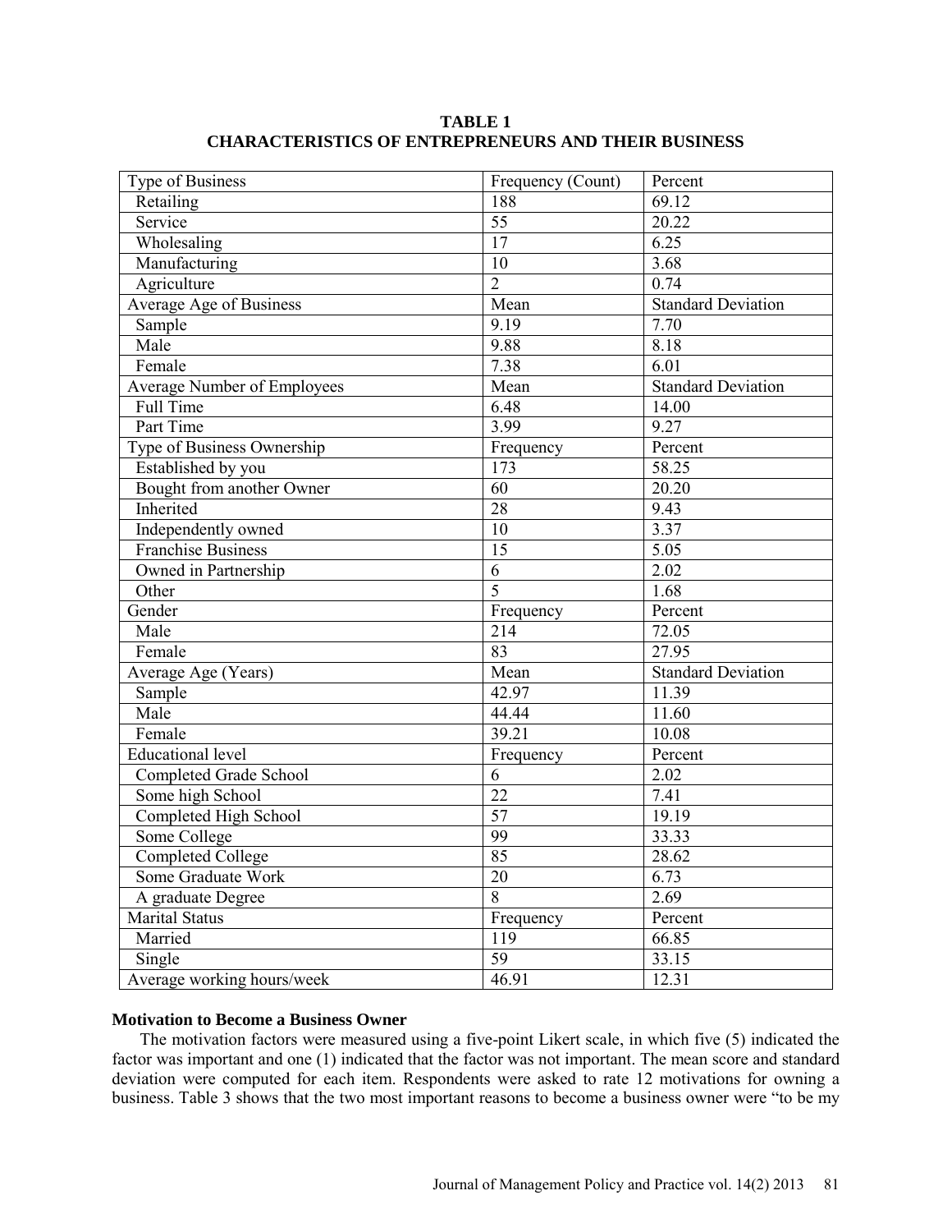**TABLE 1**
**CHARACTERISTICS OF ENTREPRENEURS AND THEIR BUSINESS**

| Type of Business | Frequency (Count) | Percent |
|---|---|---|
| Retailing | 188 | 69.12 |
| Service | 55 | 20.22 |
| Wholesaling | 17 | 6.25 |
| Manufacturing | 10 | 3.68 |
| Agriculture | 2 | 0.74 |
| Average Age of Business | Mean | Standard Deviation |
| Sample | 9.19 | 7.70 |
| Male | 9.88 | 8.18 |
| Female | 7.38 | 6.01 |
| Average Number of Employees | Mean | Standard Deviation |
| Full Time | 6.48 | 14.00 |
| Part Time | 3.99 | 9.27 |
| Type of Business Ownership | Frequency | Percent |
| Established by you | 173 | 58.25 |
| Bought from another Owner | 60 | 20.20 |
| Inherited | 28 | 9.43 |
| Independently owned | 10 | 3.37 |
| Franchise Business | 15 | 5.05 |
| Owned in Partnership | 6 | 2.02 |
| Other | 5 | 1.68 |
| Gender | Frequency | Percent |
| Male | 214 | 72.05 |
| Female | 83 | 27.95 |
| Average Age (Years) | Mean | Standard Deviation |
| Sample | 42.97 | 11.39 |
| Male | 44.44 | 11.60 |
| Female | 39.21 | 10.08 |
| Educational level | Frequency | Percent |
| Completed Grade School | 6 | 2.02 |
| Some high School | 22 | 7.41 |
| Completed High School | 57 | 19.19 |
| Some College | 99 | 33.33 |
| Completed College | 85 | 28.62 |
| Some Graduate Work | 20 | 6.73 |
| A graduate Degree | 8 | 2.69 |
| Marital Status | Frequency | Percent |
| Married | 119 | 66.85 |
| Single | 59 | 33.15 |
| Average working hours/week | 46.91 | 12.31 |

**Motivation to Become a Business Owner**

The motivation factors were measured using a five-point Likert scale, in which five (5) indicated the factor was important and one (1) indicated that the factor was not important. The mean score and standard deviation were computed for each item. Respondents were asked to rate 12 motivations for owning a business. Table 3 shows that the two most important reasons to become a business owner were "to be my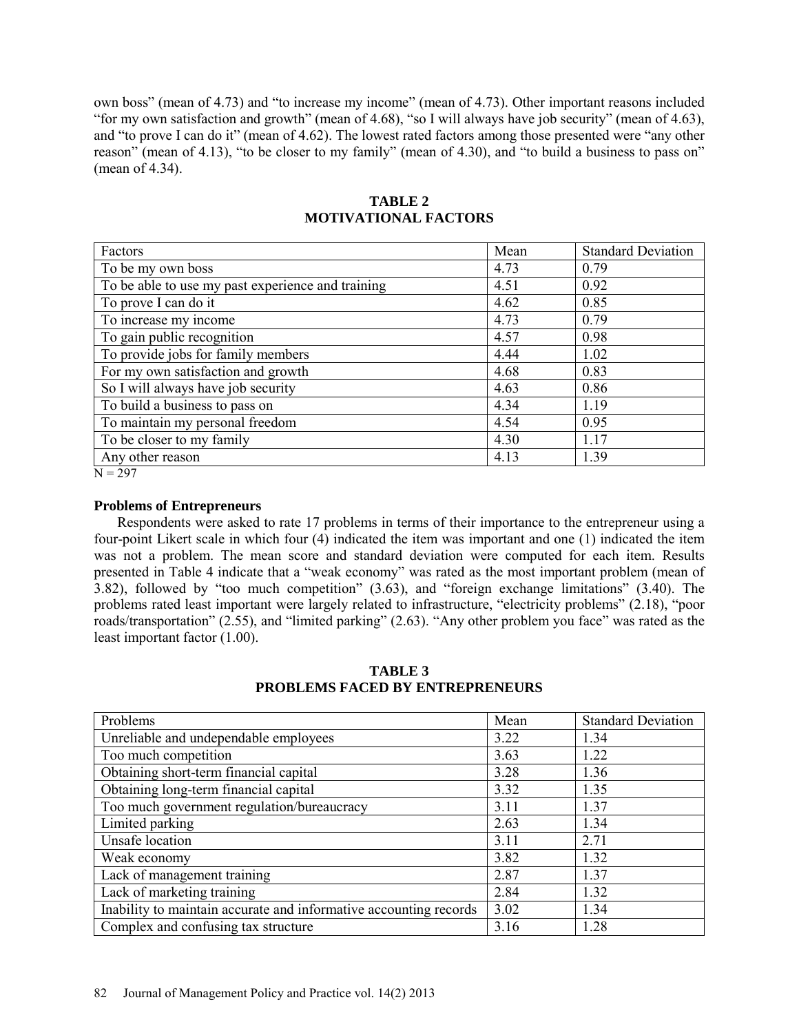own boss" (mean of 4.73) and "to increase my income" (mean of 4.73). Other important reasons included "for my own satisfaction and growth" (mean of 4.68), "so I will always have job security" (mean of 4.63), and "to prove I can do it" (mean of 4.62). The lowest rated factors among those presented were "any other reason" (mean of 4.13), "to be closer to my family" (mean of 4.30), and "to build a business to pass on" (mean of 4.34).

**TABLE 2**
**MOTIVATIONAL FACTORS**

| Factors | Mean | Standard Deviation |
|---|---|---|
| To be my own boss | 4.73 | 0.79 |
| To be able to use my past experience and training | 4.51 | 0.92 |
| To prove I can do it | 4.62 | 0.85 |
| To increase my income | 4.73 | 0.79 |
| To gain public recognition | 4.57 | 0.98 |
| To provide jobs for family members | 4.44 | 1.02 |
| For my own satisfaction and growth | 4.68 | 0.83 |
| So I will always have job security | 4.63 | 0.86 |
| To build a business to pass on | 4.34 | 1.19 |
| To maintain my personal freedom | 4.54 | 0.95 |
| To be closer to my family | 4.30 | 1.17 |
| Any other reason | 4.13 | 1.39 |

N = 297

### Problems of Entrepreneurs

Respondents were asked to rate 17 problems in terms of their importance to the entrepreneur using a four-point Likert scale in which four (4) indicated the item was important and one (1) indicated the item was not a problem. The mean score and standard deviation were computed for each item. Results presented in Table 4 indicate that a "weak economy" was rated as the most important problem (mean of 3.82), followed by "too much competition" (3.63), and "foreign exchange limitations" (3.40). The problems rated least important were largely related to infrastructure, "electricity problems" (2.18), "poor roads/transportation" (2.55), and "limited parking" (2.63). "Any other problem you face" was rated as the least important factor (1.00).

**TABLE 3**
**PROBLEMS FACED BY ENTREPRENEURS**

| Problems | Mean | Standard Deviation |
|---|---|---|
| Unreliable and undependable employees | 3.22 | 1.34 |
| Too much competition | 3.63 | 1.22 |
| Obtaining short-term financial capital | 3.28 | 1.36 |
| Obtaining long-term financial capital | 3.32 | 1.35 |
| Too much government regulation/bureaucracy | 3.11 | 1.37 |
| Limited parking | 2.63 | 1.34 |
| Unsafe location | 3.11 | 2.71 |
| Weak economy | 3.82 | 1.32 |
| Lack of management training | 2.87 | 1.37 |
| Lack of marketing training | 2.84 | 1.32 |
| Inability to maintain accurate and informative accounting records | 3.02 | 1.34 |
| Complex and confusing tax structure | 3.16 | 1.28 |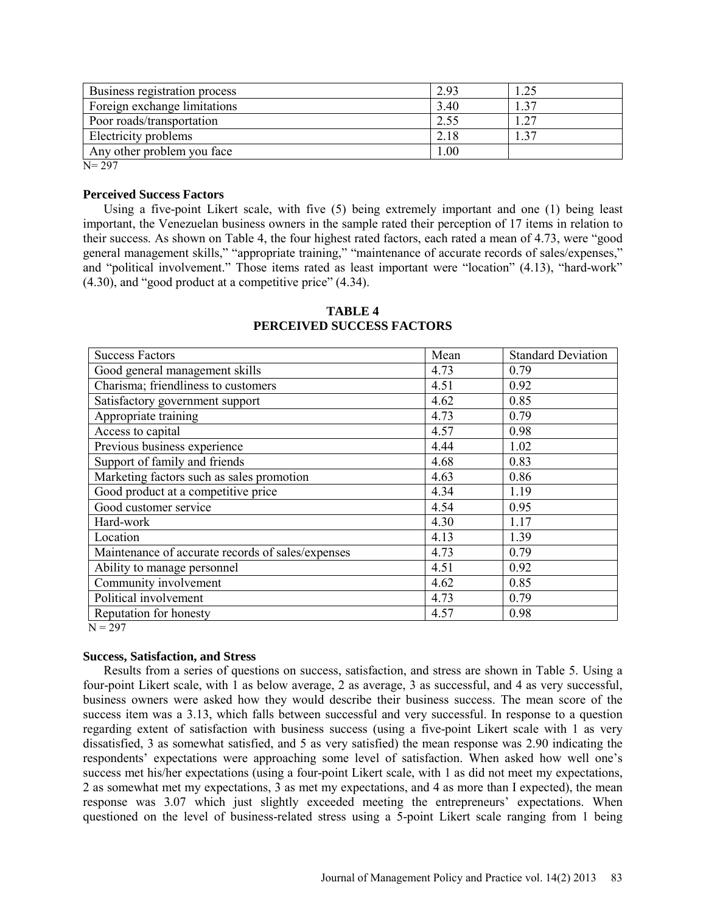| | | |
|---|---|---|
| Business registration process | 2.93 | 1.25 |
| Foreign exchange limitations | 3.40 | 1.37 |
| Poor roads/transportation | 2.55 | 1.27 |
| Electricity problems | 2.18 | 1.37 |
| Any other problem you face | 1.00 | |

N= 297

**Perceived Success Factors**

Using a five-point Likert scale, with five (5) being extremely important and one (1) being least important, the Venezuelan business owners in the sample rated their perception of 17 items in relation to their success. As shown on Table 4, the four highest rated factors, each rated a mean of 4.73, were "good general management skills," "appropriate training," "maintenance of accurate records of sales/expenses," and "political involvement." Those items rated as least important were "location" (4.13), "hard-work" (4.30), and "good product at a competitive price" (4.34).

**TABLE 4**
**PERCEIVED SUCCESS FACTORS**

| Success Factors | Mean | Standard Deviation |
|---|---|---|
| Good general management skills | 4.73 | 0.79 |
| Charisma; friendliness to customers | 4.51 | 0.92 |
| Satisfactory government support | 4.62 | 0.85 |
| Appropriate training | 4.73 | 0.79 |
| Access to capital | 4.57 | 0.98 |
| Previous business experience | 4.44 | 1.02 |
| Support of family and friends | 4.68 | 0.83 |
| Marketing factors such as sales promotion | 4.63 | 0.86 |
| Good product at a competitive price | 4.34 | 1.19 |
| Good customer service | 4.54 | 0.95 |
| Hard-work | 4.30 | 1.17 |
| Location | 4.13 | 1.39 |
| Maintenance of accurate records of sales/expenses | 4.73 | 0.79 |
| Ability to manage personnel | 4.51 | 0.92 |
| Community involvement | 4.62 | 0.85 |
| Political involvement | 4.73 | 0.79 |
| Reputation for honesty | 4.57 | 0.98 |

N = 297

**Success, Satisfaction, and Stress**

Results from a series of questions on success, satisfaction, and stress are shown in Table 5. Using a four-point Likert scale, with 1 as below average, 2 as average, 3 as successful, and 4 as very successful, business owners were asked how they would describe their business success. The mean score of the success item was a 3.13, which falls between successful and very successful. In response to a question regarding extent of satisfaction with business success (using a five-point Likert scale with 1 as very dissatisfied, 3 as somewhat satisfied, and 5 as very satisfied) the mean response was 2.90 indicating the respondents' expectations were approaching some level of satisfaction. When asked how well one's success met his/her expectations (using a four-point Likert scale, with 1 as did not meet my expectations, 2 as somewhat met my expectations, 3 as met my expectations, and 4 as more than I expected), the mean response was 3.07 which just slightly exceeded meeting the entrepreneurs' expectations. When questioned on the level of business-related stress using a 5-point Likert scale ranging from 1 being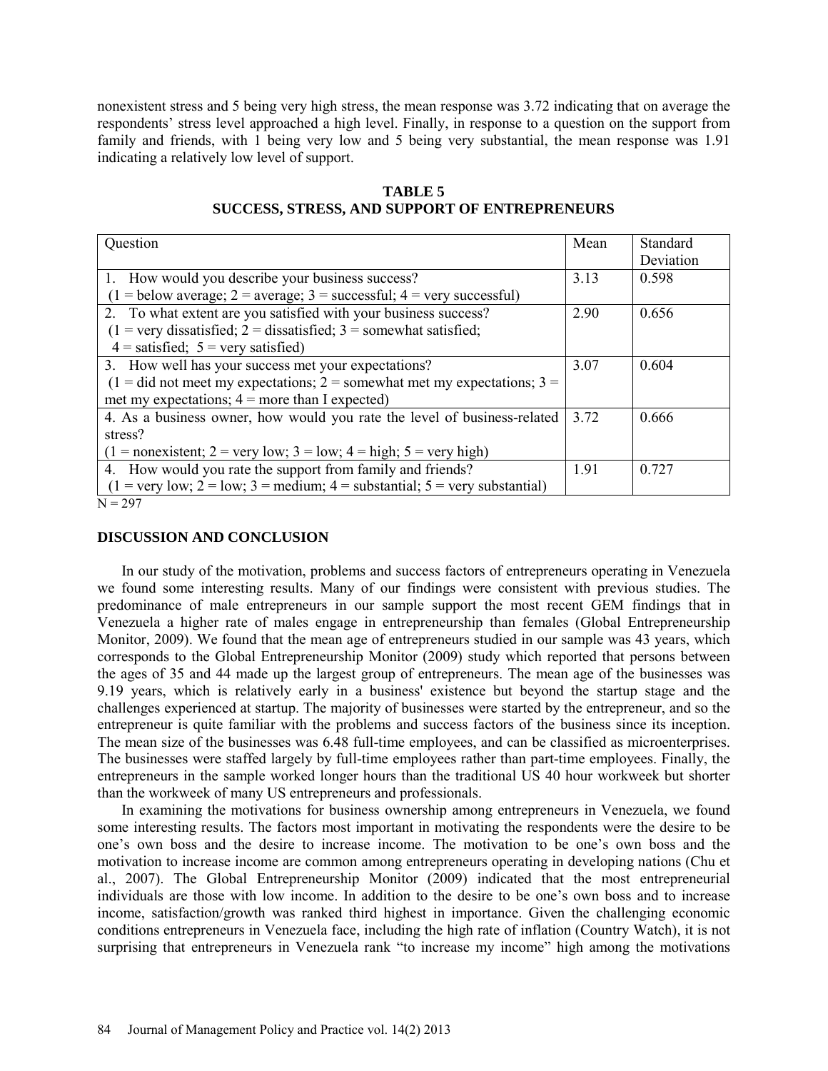nonexistent stress and 5 being very high stress, the mean response was 3.72 indicating that on average the respondents' stress level approached a high level. Finally, in response to a question on the support from family and friends, with 1 being very low and 5 being very substantial, the mean response was 1.91 indicating a relatively low level of support.

**TABLE 5**
**SUCCESS, STRESS, AND SUPPORT OF ENTREPRENEURS**

| Question | Mean | Standard Deviation |
|---|---|---|
| 1. How would you describe your business success? (1 = below average; 2 = average; 3 = successful; 4 = very successful) | 3.13 | 0.598 |
| 2. To what extent are you satisfied with your business success? (1 = very dissatisfied; 2 = dissatisfied; 3 = somewhat satisfied; 4 = satisfied; 5 = very satisfied) | 2.90 | 0.656 |
| 3. How well has your success met your expectations? (1 = did not meet my expectations; 2 = somewhat met my expectations; 3 = met my expectations; 4 = more than I expected) | 3.07 | 0.604 |
| 4. As a business owner, how would you rate the level of business-related stress? (1 = nonexistent; 2 = very low; 3 = low; 4 = high; 5 = very high) | 3.72 | 0.666 |
| 4. How would you rate the support from family and friends? (1 = very low; 2 = low; 3 = medium; 4 = substantial; 5 = very substantial) | 1.91 | 0.727 |

N = 297

## DISCUSSION AND CONCLUSION

In our study of the motivation, problems and success factors of entrepreneurs operating in Venezuela we found some interesting results. Many of our findings were consistent with previous studies. The predominance of male entrepreneurs in our sample support the most recent GEM findings that in Venezuela a higher rate of males engage in entrepreneurship than females (Global Entrepreneurship Monitor, 2009). We found that the mean age of entrepreneurs studied in our sample was 43 years, which corresponds to the Global Entrepreneurship Monitor (2009) study which reported that persons between the ages of 35 and 44 made up the largest group of entrepreneurs. The mean age of the businesses was 9.19 years, which is relatively early in a business' existence but beyond the startup stage and the challenges experienced at startup. The majority of businesses were started by the entrepreneur, and so the entrepreneur is quite familiar with the problems and success factors of the business since its inception. The mean size of the businesses was 6.48 full-time employees, and can be classified as microenterprises. The businesses were staffed largely by full-time employees rather than part-time employees. Finally, the entrepreneurs in the sample worked longer hours than the traditional US 40 hour workweek but shorter than the workweek of many US entrepreneurs and professionals.

In examining the motivations for business ownership among entrepreneurs in Venezuela, we found some interesting results. The factors most important in motivating the respondents were the desire to be one's own boss and the desire to increase income. The motivation to be one's own boss and the motivation to increase income are common among entrepreneurs operating in developing nations (Chu et al., 2007). The Global Entrepreneurship Monitor (2009) indicated that the most entrepreneurial individuals are those with low income. In addition to the desire to be one's own boss and to increase income, satisfaction/growth was ranked third highest in importance. Given the challenging economic conditions entrepreneurs in Venezuela face, including the high rate of inflation (Country Watch), it is not surprising that entrepreneurs in Venezuela rank "to increase my income" high among the motivations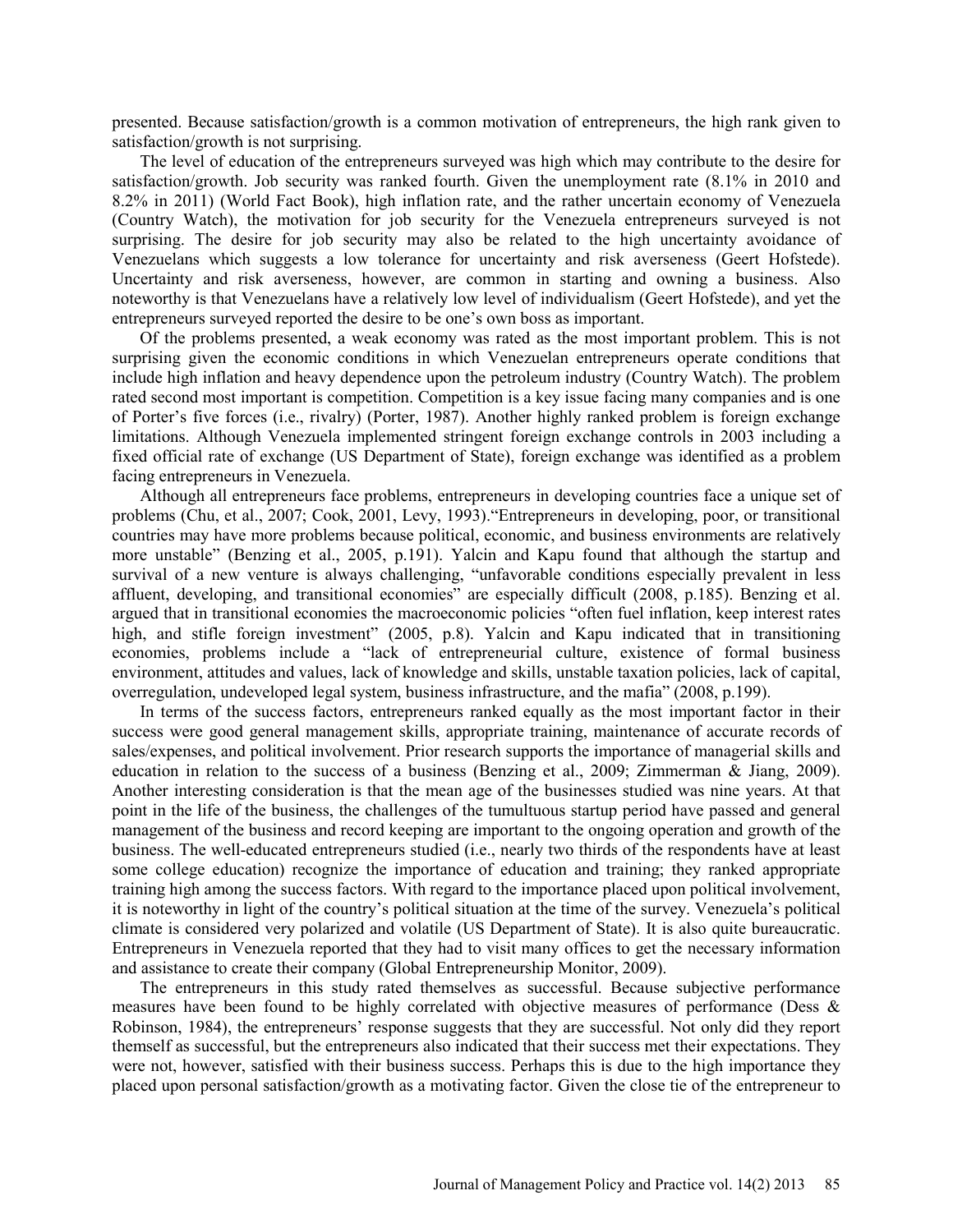presented. Because satisfaction/growth is a common motivation of entrepreneurs, the high rank given to satisfaction/growth is not surprising.

The level of education of the entrepreneurs surveyed was high which may contribute to the desire for satisfaction/growth. Job security was ranked fourth. Given the unemployment rate (8.1% in 2010 and 8.2% in 2011) (World Fact Book), high inflation rate, and the rather uncertain economy of Venezuela (Country Watch), the motivation for job security for the Venezuela entrepreneurs surveyed is not surprising. The desire for job security may also be related to the high uncertainty avoidance of Venezuelans which suggests a low tolerance for uncertainty and risk averseness (Geert Hofstede). Uncertainty and risk averseness, however, are common in starting and owning a business. Also noteworthy is that Venezuelans have a relatively low level of individualism (Geert Hofstede), and yet the entrepreneurs surveyed reported the desire to be one's own boss as important.

Of the problems presented, a weak economy was rated as the most important problem. This is not surprising given the economic conditions in which Venezuelan entrepreneurs operate conditions that include high inflation and heavy dependence upon the petroleum industry (Country Watch). The problem rated second most important is competition. Competition is a key issue facing many companies and is one of Porter's five forces (i.e., rivalry) (Porter, 1987). Another highly ranked problem is foreign exchange limitations. Although Venezuela implemented stringent foreign exchange controls in 2003 including a fixed official rate of exchange (US Department of State), foreign exchange was identified as a problem facing entrepreneurs in Venezuela.

Although all entrepreneurs face problems, entrepreneurs in developing countries face a unique set of problems (Chu, et al., 2007; Cook, 2001, Levy, 1993)."Entrepreneurs in developing, poor, or transitional countries may have more problems because political, economic, and business environments are relatively more unstable" (Benzing et al., 2005, p.191). Yalcin and Kapu found that although the startup and survival of a new venture is always challenging, "unfavorable conditions especially prevalent in less affluent, developing, and transitional economies" are especially difficult (2008, p.185). Benzing et al. argued that in transitional economies the macroeconomic policies "often fuel inflation, keep interest rates high, and stifle foreign investment" (2005, p.8). Yalcin and Kapu indicated that in transitioning economies, problems include a "lack of entrepreneurial culture, existence of formal business environment, attitudes and values, lack of knowledge and skills, unstable taxation policies, lack of capital, overregulation, undeveloped legal system, business infrastructure, and the mafia" (2008, p.199).

In terms of the success factors, entrepreneurs ranked equally as the most important factor in their success were good general management skills, appropriate training, maintenance of accurate records of sales/expenses, and political involvement. Prior research supports the importance of managerial skills and education in relation to the success of a business (Benzing et al., 2009; Zimmerman & Jiang, 2009). Another interesting consideration is that the mean age of the businesses studied was nine years. At that point in the life of the business, the challenges of the tumultuous startup period have passed and general management of the business and record keeping are important to the ongoing operation and growth of the business. The well-educated entrepreneurs studied (i.e., nearly two thirds of the respondents have at least some college education) recognize the importance of education and training; they ranked appropriate training high among the success factors. With regard to the importance placed upon political involvement, it is noteworthy in light of the country's political situation at the time of the survey. Venezuela's political climate is considered very polarized and volatile (US Department of State). It is also quite bureaucratic. Entrepreneurs in Venezuela reported that they had to visit many offices to get the necessary information and assistance to create their company (Global Entrepreneurship Monitor, 2009).

The entrepreneurs in this study rated themselves as successful. Because subjective performance measures have been found to be highly correlated with objective measures of performance (Dess & Robinson, 1984), the entrepreneurs' response suggests that they are successful. Not only did they report themself as successful, but the entrepreneurs also indicated that their success met their expectations. They were not, however, satisfied with their business success. Perhaps this is due to the high importance they placed upon personal satisfaction/growth as a motivating factor. Given the close tie of the entrepreneur to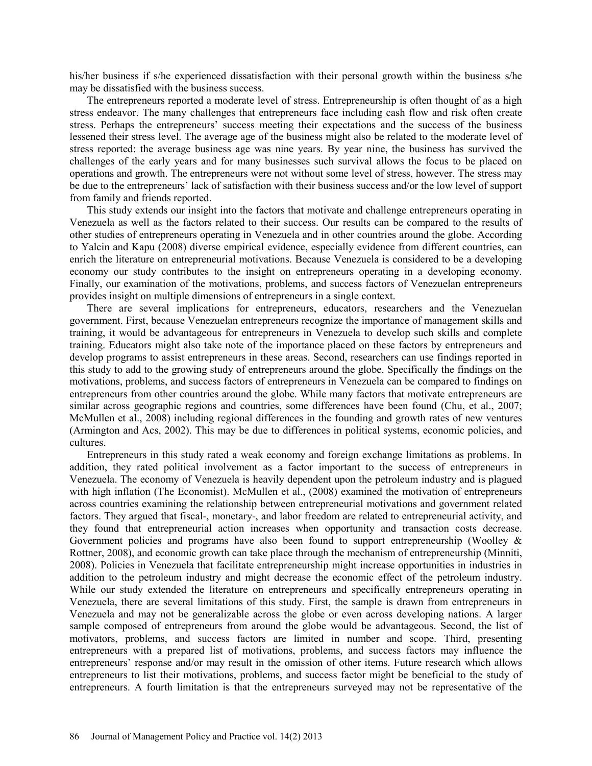his/her business if s/he experienced dissatisfaction with their personal growth within the business s/he may be dissatisfied with the business success.

The entrepreneurs reported a moderate level of stress. Entrepreneurship is often thought of as a high stress endeavor. The many challenges that entrepreneurs face including cash flow and risk often create stress. Perhaps the entrepreneurs' success meeting their expectations and the success of the business lessened their stress level. The average age of the business might also be related to the moderate level of stress reported: the average business age was nine years. By year nine, the business has survived the challenges of the early years and for many businesses such survival allows the focus to be placed on operations and growth. The entrepreneurs were not without some level of stress, however. The stress may be due to the entrepreneurs' lack of satisfaction with their business success and/or the low level of support from family and friends reported.

This study extends our insight into the factors that motivate and challenge entrepreneurs operating in Venezuela as well as the factors related to their success. Our results can be compared to the results of other studies of entrepreneurs operating in Venezuela and in other countries around the globe. According to Yalcin and Kapu (2008) diverse empirical evidence, especially evidence from different countries, can enrich the literature on entrepreneurial motivations. Because Venezuela is considered to be a developing economy our study contributes to the insight on entrepreneurs operating in a developing economy. Finally, our examination of the motivations, problems, and success factors of Venezuelan entrepreneurs provides insight on multiple dimensions of entrepreneurs in a single context.

There are several implications for entrepreneurs, educators, researchers and the Venezuelan government. First, because Venezuelan entrepreneurs recognize the importance of management skills and training, it would be advantageous for entrepreneurs in Venezuela to develop such skills and complete training. Educators might also take note of the importance placed on these factors by entrepreneurs and develop programs to assist entrepreneurs in these areas. Second, researchers can use findings reported in this study to add to the growing study of entrepreneurs around the globe. Specifically the findings on the motivations, problems, and success factors of entrepreneurs in Venezuela can be compared to findings on entrepreneurs from other countries around the globe. While many factors that motivate entrepreneurs are similar across geographic regions and countries, some differences have been found (Chu, et al., 2007; McMullen et al., 2008) including regional differences in the founding and growth rates of new ventures (Armington and Acs, 2002). This may be due to differences in political systems, economic policies, and cultures.

Entrepreneurs in this study rated a weak economy and foreign exchange limitations as problems. In addition, they rated political involvement as a factor important to the success of entrepreneurs in Venezuela. The economy of Venezuela is heavily dependent upon the petroleum industry and is plagued with high inflation (The Economist). McMullen et al., (2008) examined the motivation of entrepreneurs across countries examining the relationship between entrepreneurial motivations and government related factors. They argued that fiscal-, monetary-, and labor freedom are related to entrepreneurial activity, and they found that entrepreneurial action increases when opportunity and transaction costs decrease. Government policies and programs have also been found to support entrepreneurship (Woolley & Rottner, 2008), and economic growth can take place through the mechanism of entrepreneurship (Minniti, 2008). Policies in Venezuela that facilitate entrepreneurship might increase opportunities in industries in addition to the petroleum industry and might decrease the economic effect of the petroleum industry. While our study extended the literature on entrepreneurs and specifically entrepreneurs operating in Venezuela, there are several limitations of this study. First, the sample is drawn from entrepreneurs in Venezuela and may not be generalizable across the globe or even across developing nations. A larger sample composed of entrepreneurs from around the globe would be advantageous. Second, the list of motivators, problems, and success factors are limited in number and scope. Third, presenting entrepreneurs with a prepared list of motivations, problems, and success factors may influence the entrepreneurs' response and/or may result in the omission of other items. Future research which allows entrepreneurs to list their motivations, problems, and success factor might be beneficial to the study of entrepreneurs. A fourth limitation is that the entrepreneurs surveyed may not be representative of the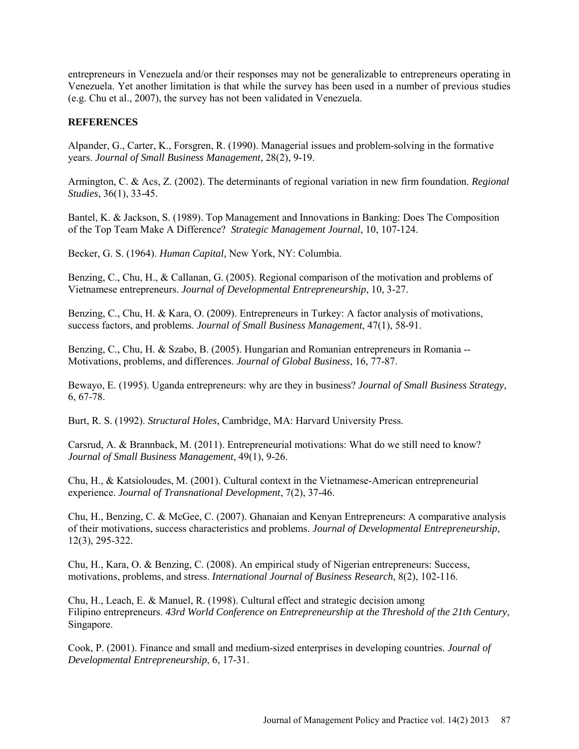entrepreneurs in Venezuela and/or their responses may not be generalizable to entrepreneurs operating in Venezuela. Yet another limitation is that while the survey has been used in a number of previous studies (e.g. Chu et al., 2007), the survey has not been validated in Venezuela.

## REFERENCES

Alpander, G., Carter, K., Forsgren, R. (1990). Managerial issues and problem-solving in the formative years. *Journal of Small Business Management*, 28(2), 9-19.

Armington, C. & Acs, Z. (2002). The determinants of regional variation in new firm foundation. *Regional Studies*, 36(1), 33-45.

Bantel, K. & Jackson, S. (1989). Top Management and Innovations in Banking: Does The Composition of the Top Team Make A Difference? *Strategic Management Journal*, 10, 107-124.

Becker, G. S. (1964). *Human Capital,* New York, NY: Columbia.

Benzing, C., Chu, H., & Callanan, G. (2005). Regional comparison of the motivation and problems of Vietnamese entrepreneurs. *Journal of Developmental Entrepreneurship*, 10, 3-27.

Benzing, C., Chu, H. & Kara, O. (2009). Entrepreneurs in Turkey: A factor analysis of motivations, success factors, and problems. *Journal of Small Business Management*, 47(1), 58-91.

Benzing, C., Chu, H. & Szabo, B. (2005). Hungarian and Romanian entrepreneurs in Romania -- Motivations, problems, and differences. *Journal of Global Business*, 16, 77-87.

Bewayo, E. (1995). Uganda entrepreneurs: why are they in business? *Journal of Small Business Strategy*, 6, 67-78.

Burt, R. S. (1992). *Structural Holes*, Cambridge, MA: Harvard University Press.

Carsrud, A. & Brannback, M. (2011). Entrepreneurial motivations: What do we still need to know? *Journal of Small Business Management*, 49(1), 9-26.

Chu, H., & Katsioloudes, M. (2001). Cultural context in the Vietnamese-American entrepreneurial experience. *Journal of Transnational Development*, 7(2), 37-46.

Chu, H., Benzing, C. & McGee, C. (2007). Ghanaian and Kenyan Entrepreneurs: A comparative analysis of their motivations, success characteristics and problems. *Journal of Developmental Entrepreneurship*, 12(3), 295-322.

Chu, H., Kara, O. & Benzing, C. (2008). An empirical study of Nigerian entrepreneurs: Success, motivations, problems, and stress. *International Journal of Business Research*, 8(2), 102-116.

Chu, H., Leach, E. & Manuel, R. (1998). Cultural effect and strategic decision among Filipino entrepreneurs. *43rd World Conference on Entrepreneurship at the Threshold of the 21th Century*, Singapore.

Cook, P. (2001). Finance and small and medium-sized enterprises in developing countries. *Journal of Developmental Entrepreneurship*, 6, 17-31.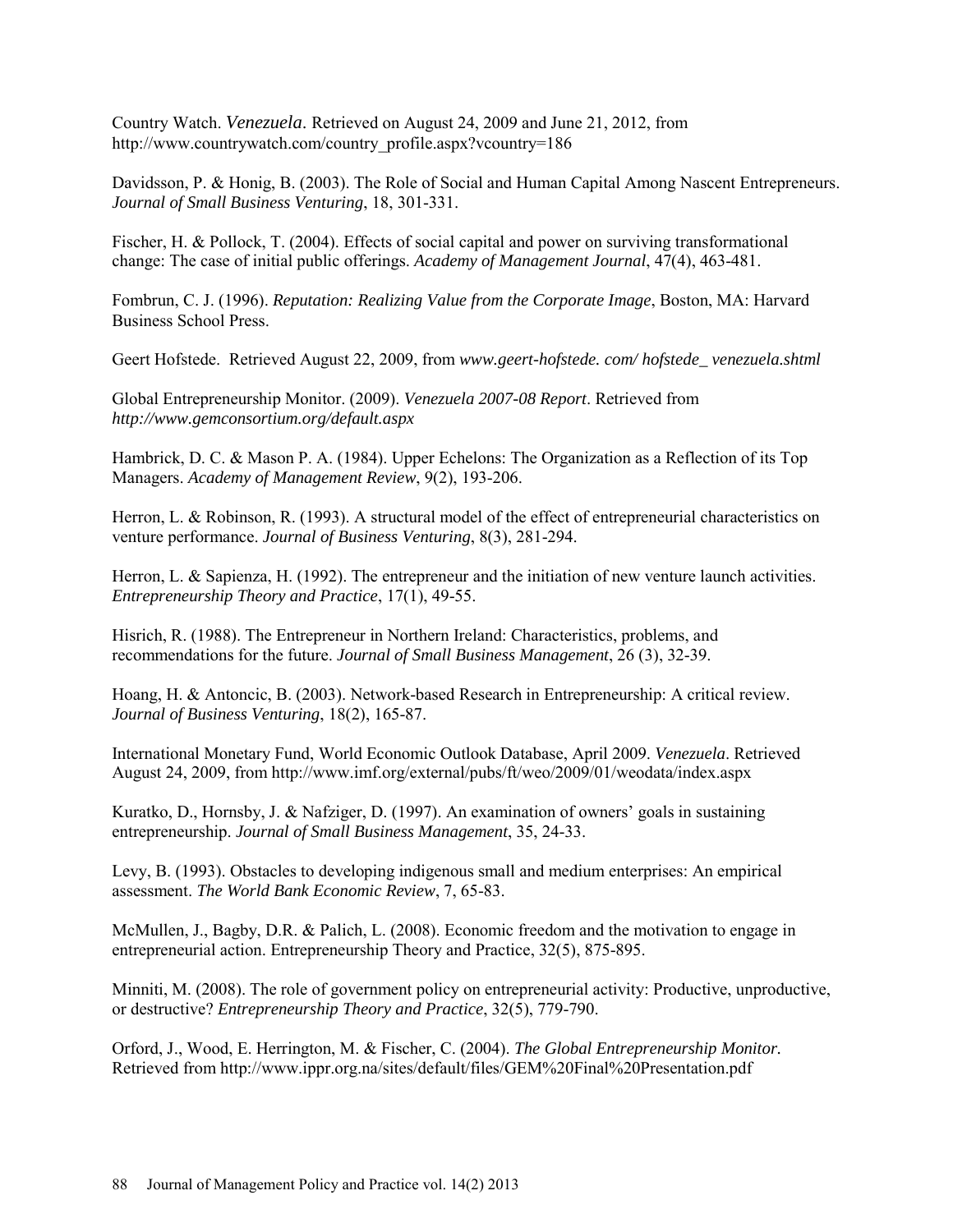Country Watch. *Venezuela*. Retrieved on August 24, 2009 and June 21, 2012, from http://www.countrywatch.com/country_profile.aspx?vcountry=186

Davidsson, P. & Honig, B. (2003). The Role of Social and Human Capital Among Nascent Entrepreneurs. *Journal of Small Business Venturing*, 18, 301-331.

Fischer, H. & Pollock, T. (2004). Effects of social capital and power on surviving transformational change: The case of initial public offerings. *Academy of Management Journal*, 47(4), 463-481.

Fombrun, C. J. (1996). *Reputation: Realizing Value from the Corporate Image*, Boston, MA: Harvard Business School Press.

Geert Hofstede. Retrieved August 22, 2009, from *www.geert-hofstede. com/ hofstede_ venezuela.shtml*

Global Entrepreneurship Monitor. (2009). *Venezuela 2007-08 Report*. Retrieved from *http://www.gemconsortium.org/default.aspx*

Hambrick, D. C. & Mason P. A. (1984). Upper Echelons: The Organization as a Reflection of its Top Managers. *Academy of Management Review*, 9(2), 193-206.

Herron, L. & Robinson, R. (1993). A structural model of the effect of entrepreneurial characteristics on venture performance. *Journal of Business Venturing*, 8(3), 281-294.

Herron, L. & Sapienza, H. (1992). The entrepreneur and the initiation of new venture launch activities. *Entrepreneurship Theory and Practice*, 17(1), 49-55.

Hisrich, R. (1988). The Entrepreneur in Northern Ireland: Characteristics, problems, and recommendations for the future. *Journal of Small Business Management*, 26 (3), 32-39.

Hoang, H. & Antoncic, B. (2003). Network-based Research in Entrepreneurship: A critical review. *Journal of Business Venturing*, 18(2), 165-87.

International Monetary Fund, World Economic Outlook Database, April 2009. *Venezuela*. Retrieved August 24, 2009, from http://www.imf.org/external/pubs/ft/weo/2009/01/weodata/index.aspx

Kuratko, D., Hornsby, J. & Nafziger, D. (1997). An examination of owners' goals in sustaining entrepreneurship. *Journal of Small Business Management*, 35, 24-33.

Levy, B. (1993). Obstacles to developing indigenous small and medium enterprises: An empirical assessment. *The World Bank Economic Review*, 7, 65-83.

McMullen, J., Bagby, D.R. & Palich, L. (2008). Economic freedom and the motivation to engage in entrepreneurial action. Entrepreneurship Theory and Practice, 32(5), 875-895.

Minniti, M. (2008). The role of government policy on entrepreneurial activity: Productive, unproductive, or destructive? *Entrepreneurship Theory and Practice*, 32(5), 779-790.

Orford, J., Wood, E. Herrington, M. & Fischer, C. (2004). *The Global Entrepreneurship Monitor.* Retrieved from http://www.ippr.org.na/sites/default/files/GEM%20Final%20Presentation.pdf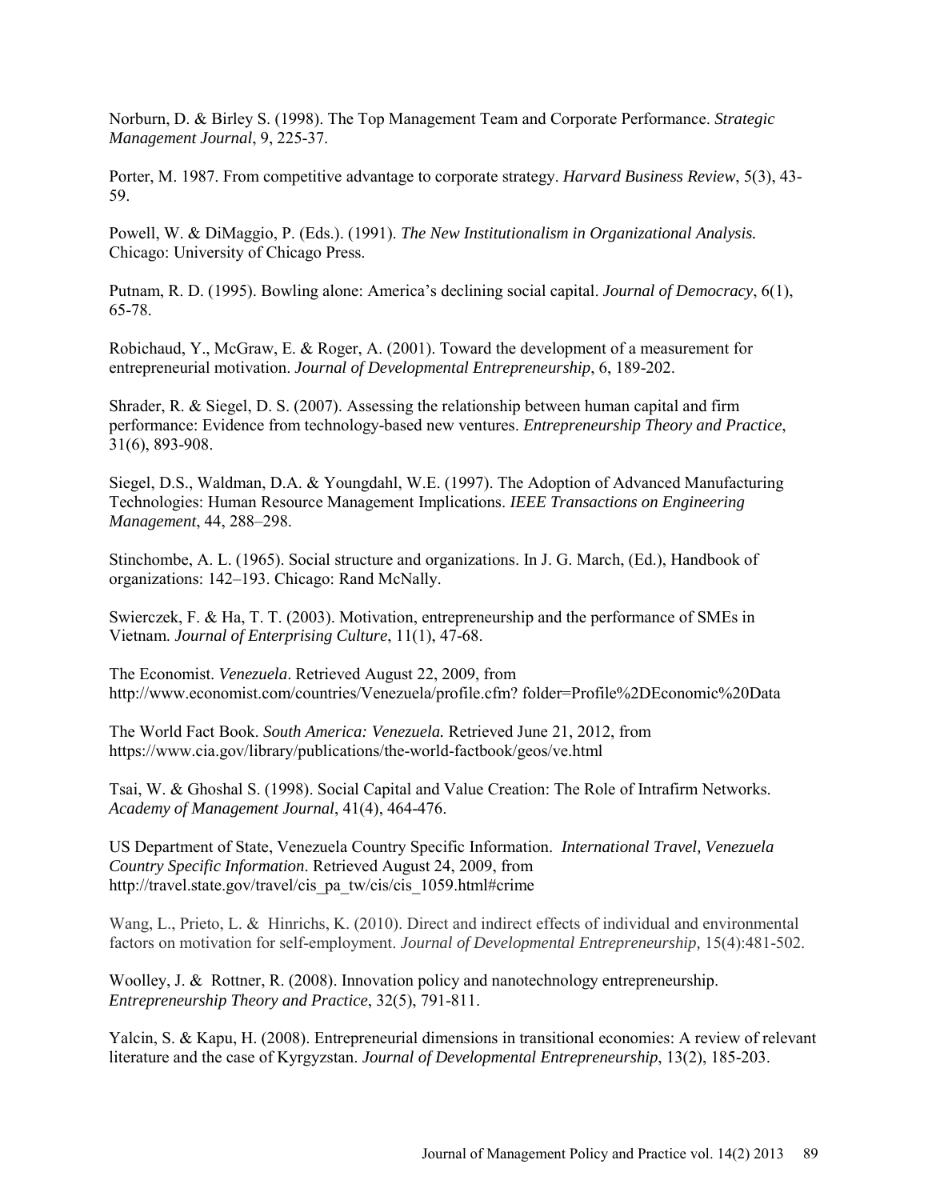Norburn, D. & Birley S. (1998). The Top Management Team and Corporate Performance. *Strategic Management Journal*, 9, 225-37.

Porter, M. 1987. From competitive advantage to corporate strategy. *Harvard Business Review*, 5(3), 43-59.

Powell, W. & DiMaggio, P. (Eds.). (1991). *The New Institutionalism in Organizational Analysis.* Chicago: University of Chicago Press.

Putnam, R. D. (1995). Bowling alone: America's declining social capital. *Journal of Democracy*, 6(1), 65-78.

Robichaud, Y., McGraw, E. & Roger, A. (2001). Toward the development of a measurement for entrepreneurial motivation. *Journal of Developmental Entrepreneurship*, 6, 189-202.

Shrader, R. & Siegel, D. S. (2007). Assessing the relationship between human capital and firm performance: Evidence from technology-based new ventures. *Entrepreneurship Theory and Practice*, 31(6), 893-908.

Siegel, D.S., Waldman, D.A. & Youngdahl, W.E. (1997). The Adoption of Advanced Manufacturing Technologies: Human Resource Management Implications. *IEEE Transactions on Engineering Management*, 44, 288–298.

Stinchombe, A. L. (1965). Social structure and organizations. In J. G. March, (Ed.), Handbook of organizations: 142–193. Chicago: Rand McNally.

Swierczek, F. & Ha, T. T. (2003). Motivation, entrepreneurship and the performance of SMEs in Vietnam. *Journal of Enterprising Culture*, 11(1), 47-68.

The Economist. *Venezuela*. Retrieved August 22, 2009, from http://www.economist.com/countries/Venezuela/profile.cfm? folder=Profile%2DEconomic%20Data

The World Fact Book. *South America: Venezuela.* Retrieved June 21, 2012, from https://www.cia.gov/library/publications/the-world-factbook/geos/ve.html

Tsai, W. & Ghoshal S. (1998). Social Capital and Value Creation: The Role of Intrafirm Networks. *Academy of Management Journal*, 41(4), 464-476.

US Department of State, Venezuela Country Specific Information. *International Travel, Venezuela Country Specific Information*. Retrieved August 24, 2009, from http://travel.state.gov/travel/cis_pa_tw/cis/cis_1059.html#crime

Wang, L., Prieto, L. & Hinrichs, K. (2010). Direct and indirect effects of individual and environmental factors on motivation for self-employment. *Journal of Developmental Entrepreneurship,* 15(4):481-502.

Woolley, J. & Rottner, R. (2008). Innovation policy and nanotechnology entrepreneurship. *Entrepreneurship Theory and Practice*, 32(5), 791-811.

Yalcin, S. & Kapu, H. (2008). Entrepreneurial dimensions in transitional economies: A review of relevant literature and the case of Kyrgyzstan. *Journal of Developmental Entrepreneurship*, 13(2), 185-203.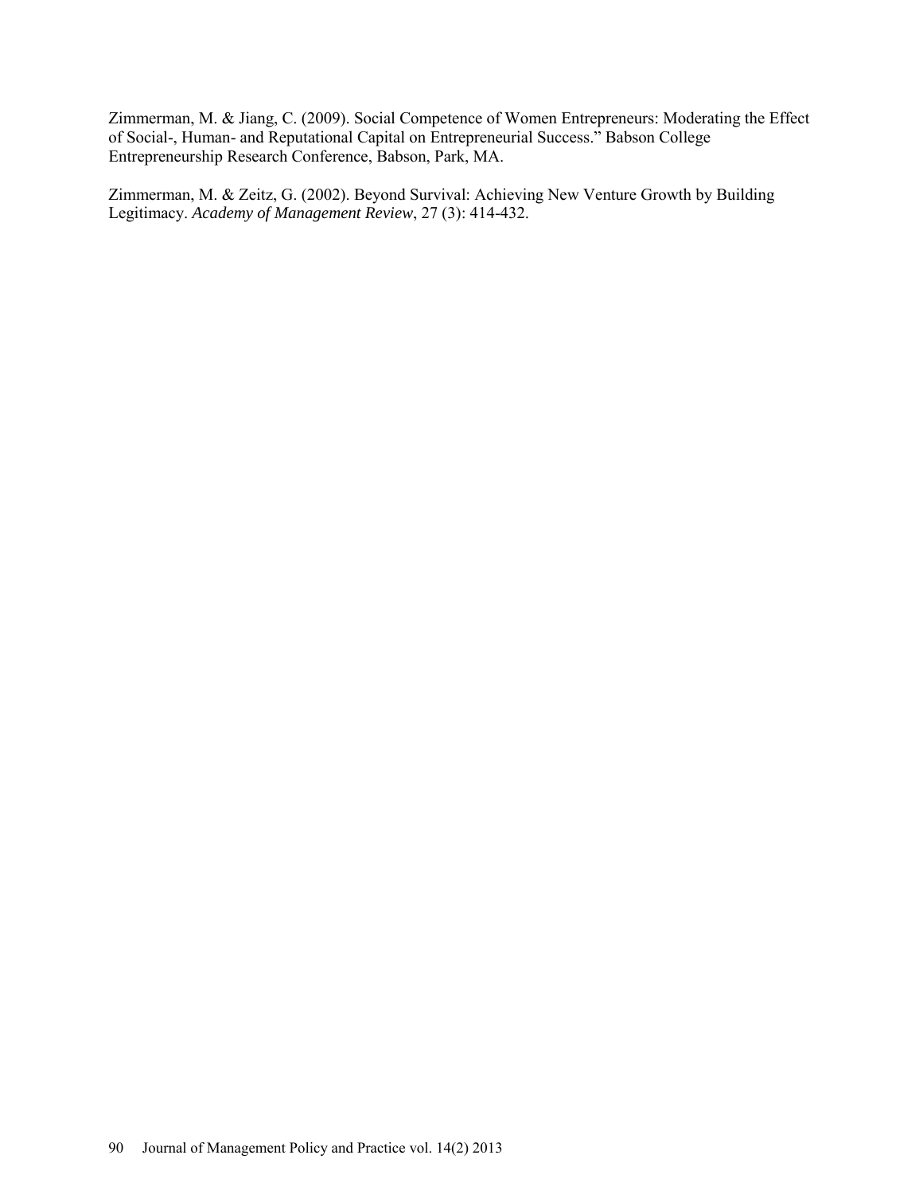Zimmerman, M. & Jiang, C. (2009). Social Competence of Women Entrepreneurs: Moderating the Effect of Social-, Human- and Reputational Capital on Entrepreneurial Success." Babson College Entrepreneurship Research Conference, Babson, Park, MA.

Zimmerman, M. & Zeitz, G. (2002). Beyond Survival: Achieving New Venture Growth by Building Legitimacy. *Academy of Management Review*, 27 (3): 414-432.